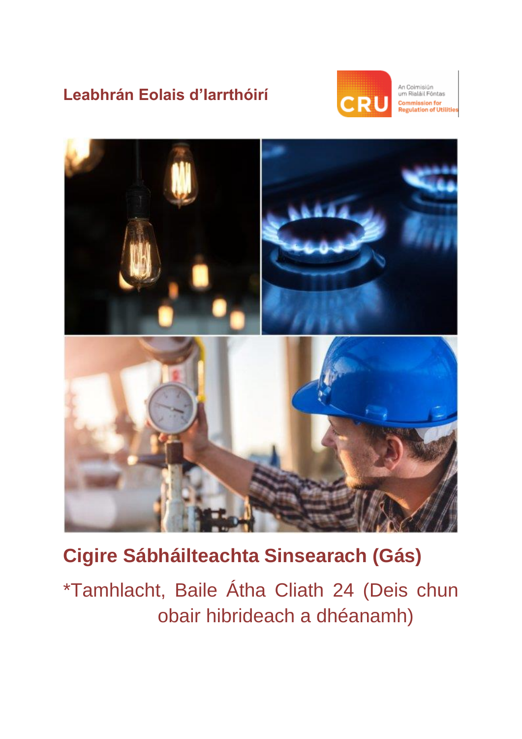# Leabhrán Eolais d'Iarrthóirí

An Coimisiún um Rialáil Fóntas
Commission for Regulation of Utilities

## Cigire Sábháilteachta Sinsearach (Gás)

*Tamhlacht, Baile Átha Cliath 24 (Deis chun obair hibrideach a dhéanamh)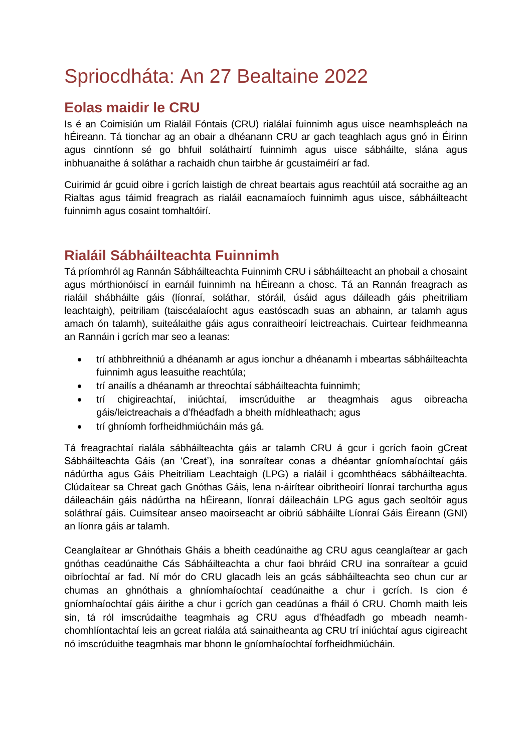# Spriocdháta: An 27 Bealtaine 2022

## Eolas maidir le CRU

Is é an Coimisiún um Rialáil Fóntais (CRU) rialálaí fuinnimh agus uisce neamhspleách na hÉireann. Tá tionchar ag an obair a dhéanann CRU ar gach teaghlach agus gnó in Éirinn agus cinntíonn sé go bhfuil soláthairtí fuinnimh agus uisce sábháilte, slána agus inbhuanaithe á soláthar a rachaidh chun tairbhe ár gcustaiméirí ar fad.

Cuirimid ár gcuid oibre i gcrích laistigh de chreat beartais agus reachtúil atá socraithe ag an Rialtas agus táimid freagrach as rialáil eacnamaíoch fuinnimh agus uisce, sábháilteacht fuinnimh agus cosaint tomhaltóirí.

## Rialáil Sábháilteachta Fuinnimh

Tá príomhról ag Rannán Sábháilteachta Fuinnimh CRU i sábháilteacht an phobail a chosaint agus mórthionóiscí in earnáil fuinnimh na hÉireann a chosc. Tá an Rannán freagrach as rialáil shábháilte gáis (líonraí, soláthar, stóráil, úsáid agus dáileadh gáis pheitriliam leachtaigh), peitriliam (taiscéalaíocht agus eastóscadh suas an abhainn, ar talamh agus amach ón talamh), suiteálaithe gáis agus conraitheoirí leictreachais. Cuirtear feidhmeanna an Rannáin i gcrích mar seo a leanas:

- trí athbhreithniú a dhéanamh ar agus ionchur a dhéanamh i mbeartas sábháilteachta fuinnimh agus leasuithe reachtúla;
- trí anailís a dhéanamh ar threochtaí sábháilteachta fuinnimh;
- trí chigireachtaí, iniúchtaí, imscrúduithe ar theagmhais agus oibreacha gáis/leictreachais a d'fhéadfadh a bheith mídhleathach; agus
- trí ghníomh forfheidhmiúcháin más gá.

Tá freagrachtaí rialála sábháilteachta gáis ar talamh CRU á gcur i gcrích faoin gCreat Sábháilteachta Gáis (an 'Creat'), ina sonraítear conas a dhéantar gníomhaíochtaí gáis nádúrtha agus Gáis Pheitriliam Leachtaigh (LPG) a rialáil i gcomhthéacs sábháilteachta. Clúdaítear sa Chreat gach Gnóthas Gáis, lena n-áirítear oibritheoirí líonraí tarchurtha agus dáileacháin gáis nádúrtha na hÉireann, líonraí dáileacháin LPG agus gach seoltóir agus soláthraí gáis. Cuimsítear anseo maoirseacht ar oibriú sábháilte Líonraí Gáis Éireann (GNI) an líonra gáis ar talamh.

Ceanglaítear ar Ghnóthais Gháis a bheith ceadúnaithe ag CRU agus ceanglaítear ar gach gnóthas ceadúnaithe Cás Sábháilteachta a chur faoi bhráid CRU ina sonraítear a gcuid oibríochtaí ar fad. Ní mór do CRU glacadh leis an gcás sábháilteachta seo chun cur ar chumas an ghnóthais a ghníomhaíochtaí ceadúnaithe a chur i gcrích. Is cion é gníomhaíochtaí gáis áirithe a chur i gcrích gan ceadúnas a fháil ó CRU. Chomh maith leis sin, tá ról imscrúdaithe teagmhais ag CRU agus d'fhéadfadh go mbeadh neamh-chomhlíontachtaí leis an gcreat rialála atá sainaitheanta ag CRU trí iniúchtaí agus cigireacht nó imscrúduithe teagmhais mar bhonn le gníomhaíochtaí forfheidhmiúcháin.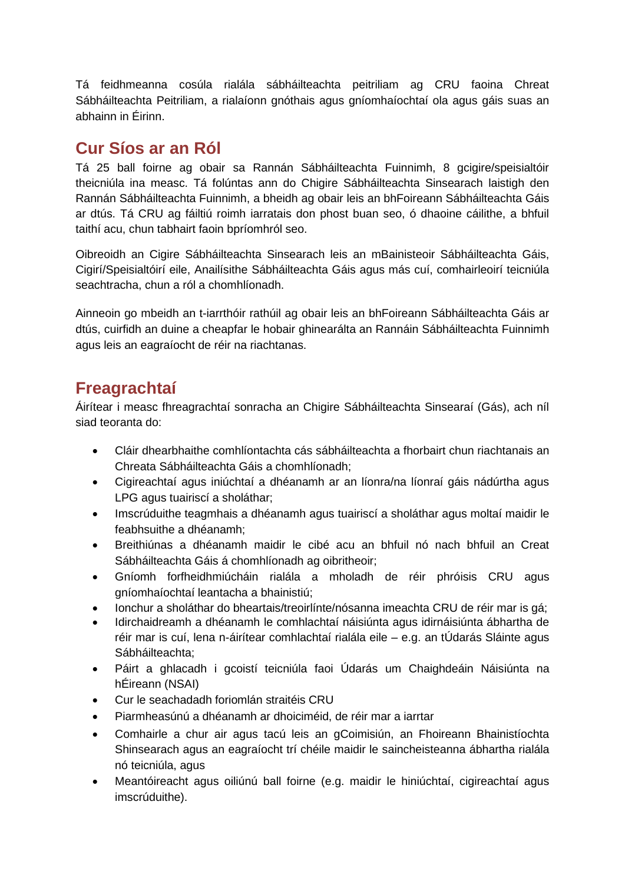Tá feidhmeanna cosúla rialála sábháilteachta peitriliam ag CRU faoina Chreat Sábháilteachta Peitriliam, a rialaíonn gnóthais agus gníomhaíochtaí ola agus gáis suas an abhainn in Éirinn.

## Cur Síos ar an Ról

Tá 25 ball foirne ag obair sa Rannán Sábháilteachta Fuinnimh, 8 gcigire/speisialtóir theicniúla ina measc. Tá folúntas ann do Chigire Sábháilteachta Sinsearach laistigh den Rannán Sábháilteachta Fuinnimh, a bheidh ag obair leis an bhFoireann Sábháilteachta Gáis ar dtús. Tá CRU ag fáiltiú roimh iarratais don phost buan seo, ó dhaoine cáilithe, a bhfuil taithí acu, chun tabhairt faoin bpríomhról seo.

Oibreoidh an Cigire Sábháilteachta Sinsearach leis an mBainisteoir Sábháilteachta Gáis, Cigirí/Speisialtóirí eile, Anailísithe Sábháilteachta Gáis agus más cuí, comhairleoirí teicniúla seachtracha, chun a ról a chomhlíonadh.

Ainneoin go mbeidh an t-iarrthóir rathúil ag obair leis an bhFoireann Sábháilteachta Gáis ar dtús, cuirfidh an duine a cheapfar le hobair ghinearálta an Rannáin Sábháilteachta Fuinnimh agus leis an eagraíocht de réir na riachtanas.

## Freagrachtaí

Áirítear i measc fhreagrachtaí sonracha an Chigire Sábháilteachta Sinsearaí (Gás), ach níl siad teoranta do:

- Cláir dhearbhaithe comhlíontachta cás sábháilteachta a fhorbairt chun riachtanais an Chreata Sábháilteachta Gáis a chomhlíonadh;
- Cigireachtaí agus iniúchtaí a dhéanamh ar an líonra/na líonraí gáis nádúrtha agus LPG agus tuairiscí a sholáthar;
- Imscrúduithe teagmhais a dhéanamh agus tuairiscí a sholáthar agus moltaí maidir le feabhsuithe a dhéanamh;
- Breithiúnas a dhéanamh maidir le cibé acu an bhfuil nó nach bhfuil an Creat Sábháilteachta Gáis á chomhlíonadh ag oibritheoir;
- Gníomh forfheidhmiúcháin rialála a mholadh de réir phróisis CRU agus gníomhaíochtaí leantacha a bhainistiú;
- Ionchur a sholáthar do bheartais/treoirlínte/nósanna imeachta CRU de réir mar is gá;
- Idirchaidreamh a dhéanamh le comhlachtaí náisiúnta agus idirnáisiúnta ábhartha de réir mar is cuí, lena n-áirítear comhlachtaí rialála eile – e.g. an tÚdarás Sláinte agus Sábháilteachta;
- Páirt a ghlacadh i gcoistí teicniúla faoi Údarás um Chaighdeáin Náisiúnta na hÉireann (NSAI)
- Cur le seachadadh foriomlán straitéis CRU
- Piarmheasúnú a dhéanamh ar dhoiciméid, de réir mar a iarrtar
- Comhairle a chur air agus tacú leis an gCoimisiún, an Fhoireann Bhainistíochta Shinsearach agus an eagraíocht trí chéile maidir le saincheisteanna ábhartha rialála nó teicniúla, agus
- Meantóireacht agus oiliúnú ball foirne (e.g. maidir le hiniúchtaí, cigireachtaí agus imscrúduithe).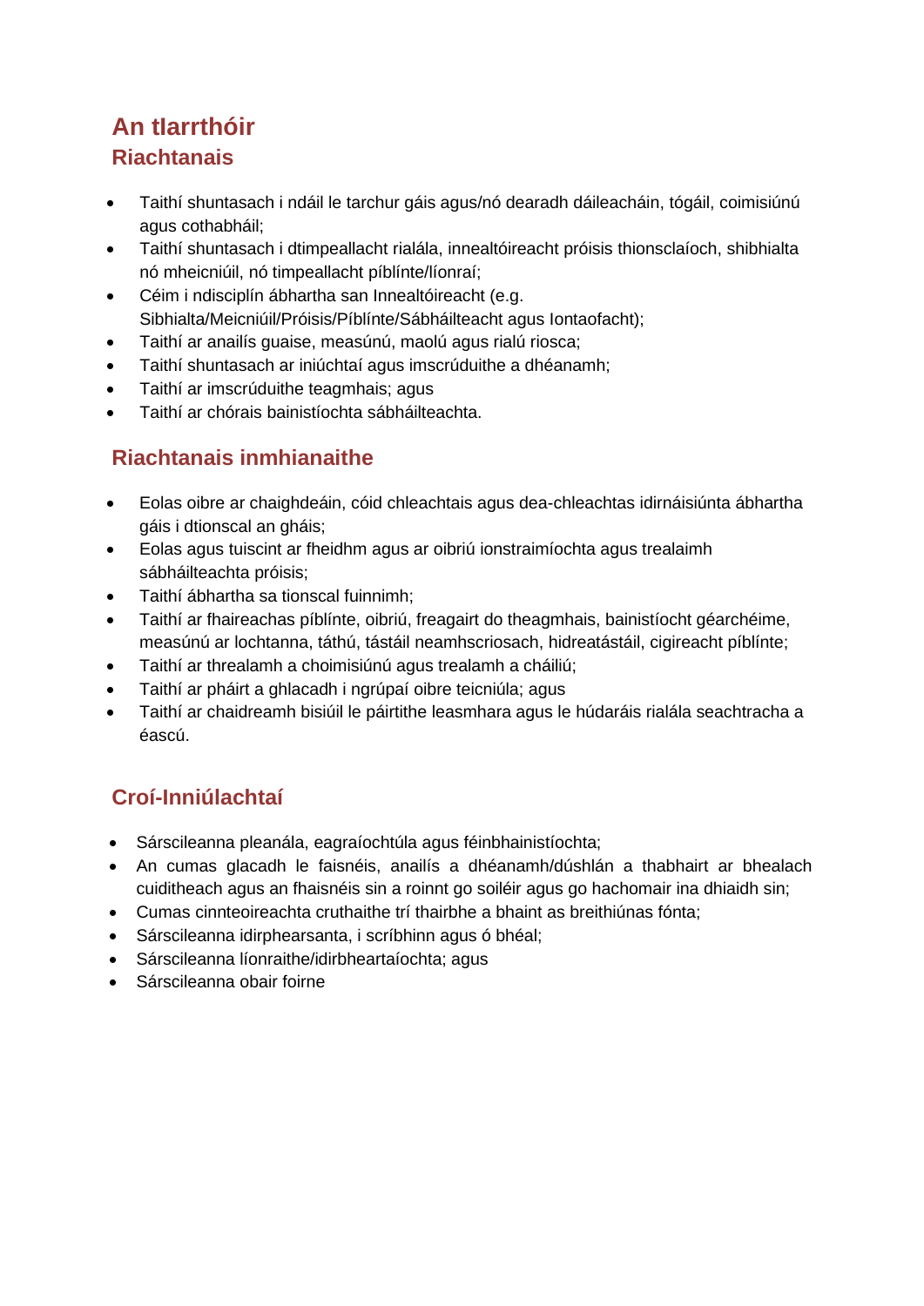## An tIarrthóir

### Riachtanais

- Taithí shuntasach i ndáil le tarchur gáis agus/nó dearadh dáileacháin, tógáil, coimisiúnú agus cothabháil;
- Taithí shuntasach i dtimpeallacht rialála, innealtóireacht próisis thionsclaíoch, shibhialta nó mheicniúil, nó timpeallacht píblínte/líonraí;
- Céim i ndisciplín ábhartha san Innealtóireacht (e.g. Sibhialta/Meicniúil/Próisis/Píblínte/Sábháilteacht agus Iontaofacht);
- Taithí ar anailís guaise, measúnú, maolú agus rialú riosca;
- Taithí shuntasach ar iniúchtaí agus imscrúduithe a dhéanamh;
- Taithí ar imscrúduithe teagmhais; agus
- Taithí ar chórais bainistíochta sábháilteachta.

### Riachtanais inmhianaithe

- Eolas oibre ar chaighdeáin, cóid chleachtais agus dea-chleachtas idirnáisiúnta ábhartha gáis i dtionscal an gháis;
- Eolas agus tuiscint ar fheidhm agus ar oibriú ionstraimíochta agus trealaimh sábháilteachta próisis;
- Taithí ábhartha sa tionscal fuinnimh;
- Taithí ar fhaireachas píblínte, oibriú, freagairt do theagmhais, bainistíocht géarchéime, measúnú ar lochtanna, táthú, tástáil neamhscriosach, hidreatástáil, cigireacht píblínte;
- Taithí ar threalamh a choimisiúnú agus trealamh a cháiliú;
- Taithí ar pháirt a ghlacadh i ngrúpaí oibre teicniúla; agus
- Taithí ar chaidreamh bisiúil le páirtithe leasmhara agus le húdaráis rialála seachtracha a éascú.

### Croí-Inniúlachtaí

- Sárscileanna pleanála, eagraíochtúla agus féinbhainistíochta;
- An cumas glacadh le faisnéis, anailís a dhéanamh/dúshlán a thabhairt ar bhealach cuiditheach agus an fhaisnéis sin a roinnt go soiléir agus go hachomair ina dhiaidh sin;
- Cumas cinnteoireachta cruthaithe trí thairbhe a bhaint as breithiúnas fónta;
- Sárscileanna idirphearsanta, i scríbhinn agus ó bhéal;
- Sárscileanna líonraithe/idirbheartaíochta; agus
- Sárscileanna obair foirne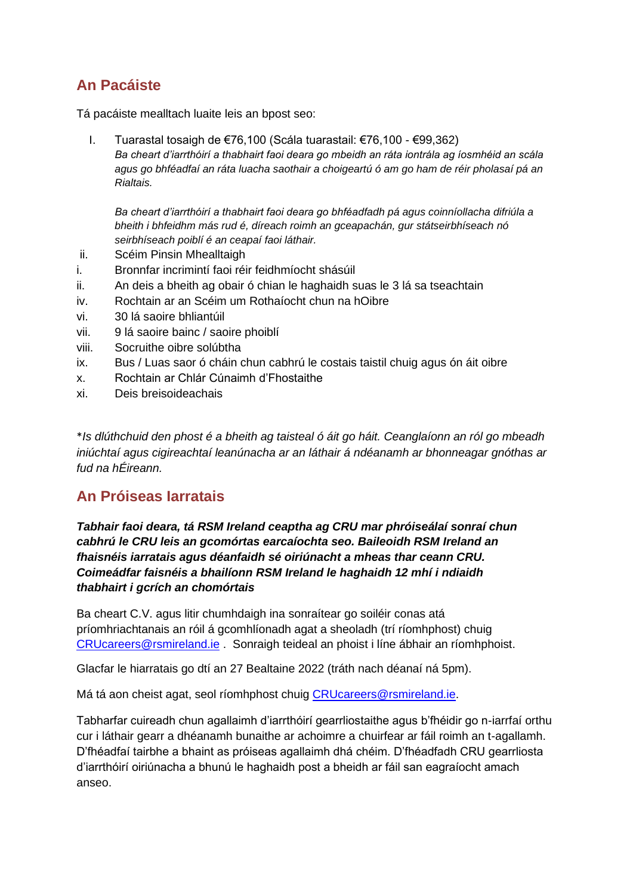## An Pacáiste

Tá pacáiste mealltach luaite leis an bpost seo:

I. Tuarastal tosaigh de €76,100 (Scála tuarastail: €76,100 - €99,362)
   *Ba cheart d'iarrthóirí a thabhairt faoi deara go mbeidh an ráta iontrála ag íosmhéid an scála agus go bhféadfaí an ráta luacha saothair a choigeartú ó am go ham de réir pholasaí pá an Rialtais.*

   *Ba cheart d'iarrthóirí a thabhairt faoi deara go bhféadfadh pá agus coinníollacha difriúla a bheith i bhfeidhm más rud é, díreach roimh an gceapachán, gur státseirbhíseach nó seirbhíseach poiblí é an ceapaí faoi láthair.*

ii. Scéim Pinsin Mhealltaigh
i. Bronnfar incrimintí faoi réir feidhmíocht shásúil
ii. An deis a bheith ag obair ó chian le haghaidh suas le 3 lá sa tseachtain
iv. Rochtain ar an Scéim um Rothaíocht chun na hOibre
vi. 30 lá saoire bhliantúil
vii. 9 lá saoire bainc / saoire phoiblí
viii. Socruithe oibre solúbtha
ix. Bus / Luas saor ó cháin chun cabhrú le costais taistil chuig agus ón áit oibre
x. Rochtain ar Chlár Cúnaimh d'Fhostaithe
xi. Deis breisoideachais

**Is dlúthchuid den phost é a bheith ag taisteal ó áit go háit. Ceanglaíonn an ról go mbeadh iniúchtaí agus cigireachtaí leanúnacha ar an láthair á ndéanamh ar bhonneagar gnóthas ar fud na hÉireann.*

## An Próiseas Iarratais

***Tabhair faoi deara, tá RSM Ireland ceaptha ag CRU mar phróiseálaí sonraí chun cabhrú le CRU leis an gcomórtas earcaíochta seo. Baileoidh RSM Ireland an fhaisnéis iarratais agus déanfaidh sé oiriúnacht a mheas thar ceann CRU. Coimeádfar faisnéis a bhailíonn RSM Ireland le haghaidh 12 mhí i ndiaidh thabhairt i gcrích an chomórtais***

Ba cheart C.V. agus litir chumhdaigh ina sonraítear go soiléir conas atá príomhriachtanais an róil á gcomhlíonadh agat a sheoladh (trí ríomhphost) chuig CRUcareers@rsmireland.ie . Sonraigh teideal an phoist i líne ábhair an ríomhphoist.

Glacfar le hiarratais go dtí an 27 Bealtaine 2022 (tráth nach déanaí ná 5pm).

Má tá aon cheist agat, seol ríomhphost chuig CRUcareers@rsmireland.ie.

Tabharfar cuireadh chun agallaimh d'iarrthóirí gearrliostaithe agus b'fhéidir go n-iarrfaí orthu cur i láthair gearr a dhéanamh bunaithe ar achoimre a chuirfear ar fáil roimh an t-agallamh. D'fhéadfaí tairbhe a bhaint as próiseas agallaimh dhá chéim. D'fhéadfadh CRU gearrliosta d'iarrthóirí oiriúnacha a bhunú le haghaidh post a bheidh ar fáil san eagraíocht amach anseo.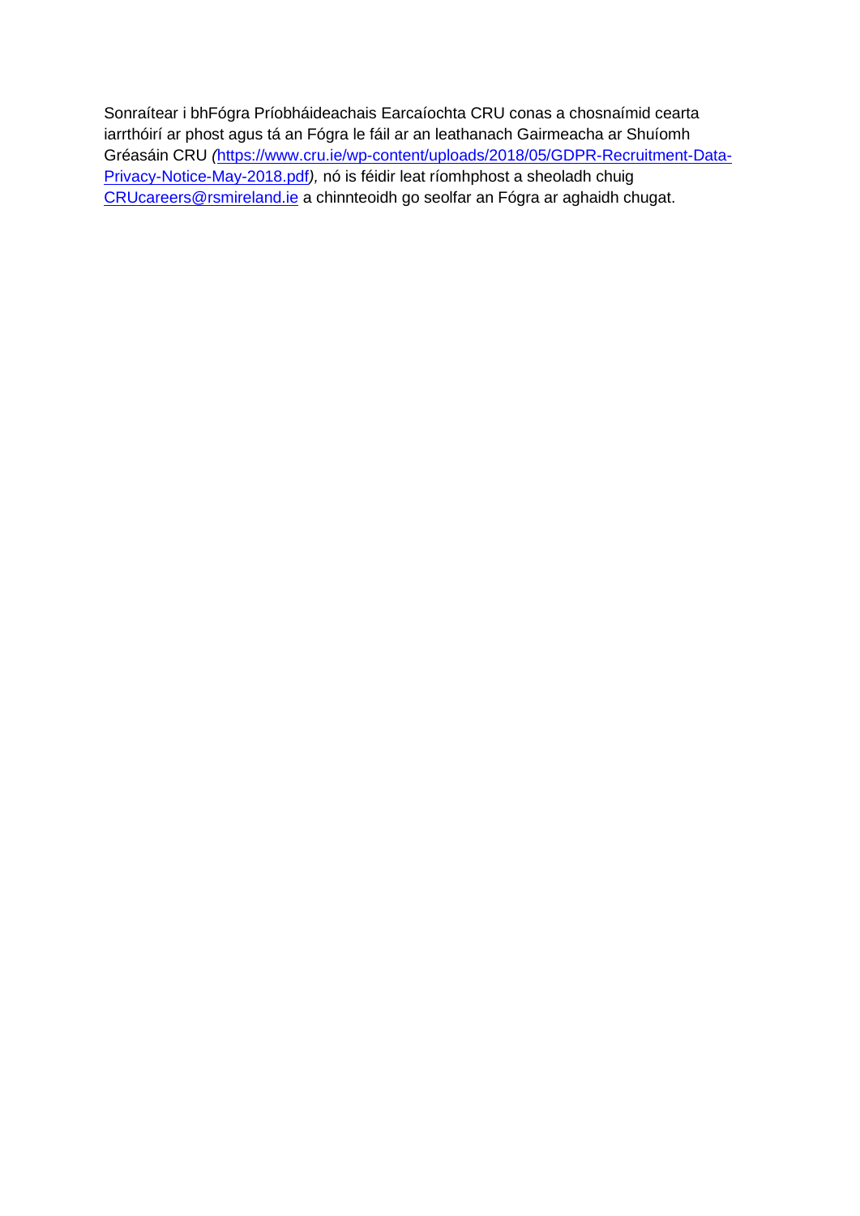Sonraítear i bhFógra Príobháideachais Earcaíochta CRU conas a chosnaímid cearta iarrthóirí ar phost agus tá an Fógra le fáil ar an leathanach Gairmeacha ar Shuíomh Gréasáin CRU *(*[https://www.cru.ie/wp-content/uploads/2018/05/GDPR-Recruitment-Data-Privacy-Notice-May-2018.pdf](https://www.cru.ie/wp-content/uploads/2018/05/GDPR-Recruitment-Data-Privacy-Notice-May-2018.pdf)*),* nó is féidir leat ríomhphost a sheoladh chuig [CRUcareers@rsmireland.ie](mailto:CRUcareers@rsmireland.ie) a chinnteoidh go seolfar an Fógra ar aghaidh chugat.